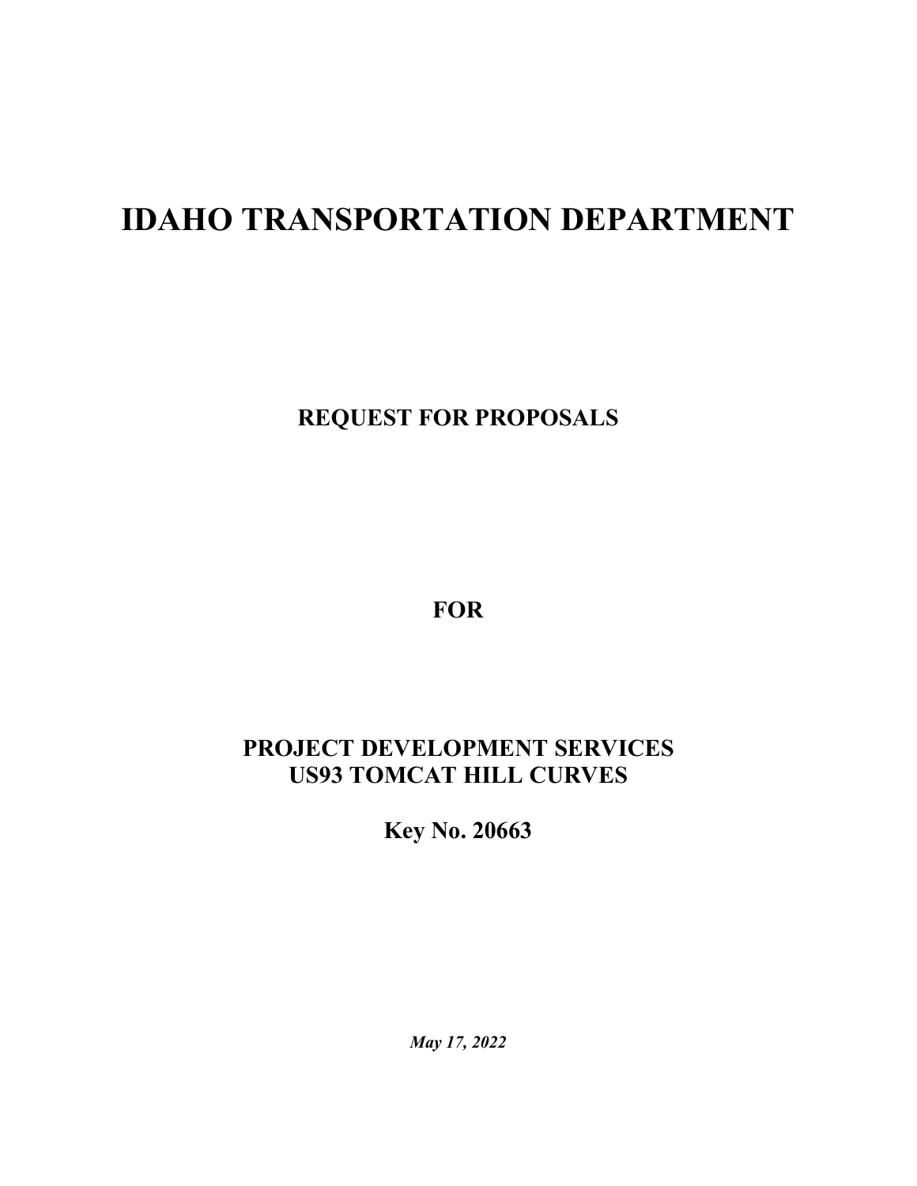# IDAHO TRANSPORTATION DEPARTMENT

## REQUEST FOR PROPOSALS

## FOR

## PROJECT DEVELOPMENT SERVICES
## US93 TOMCAT HILL CURVES

## Key No. 20663

***May 17, 2022***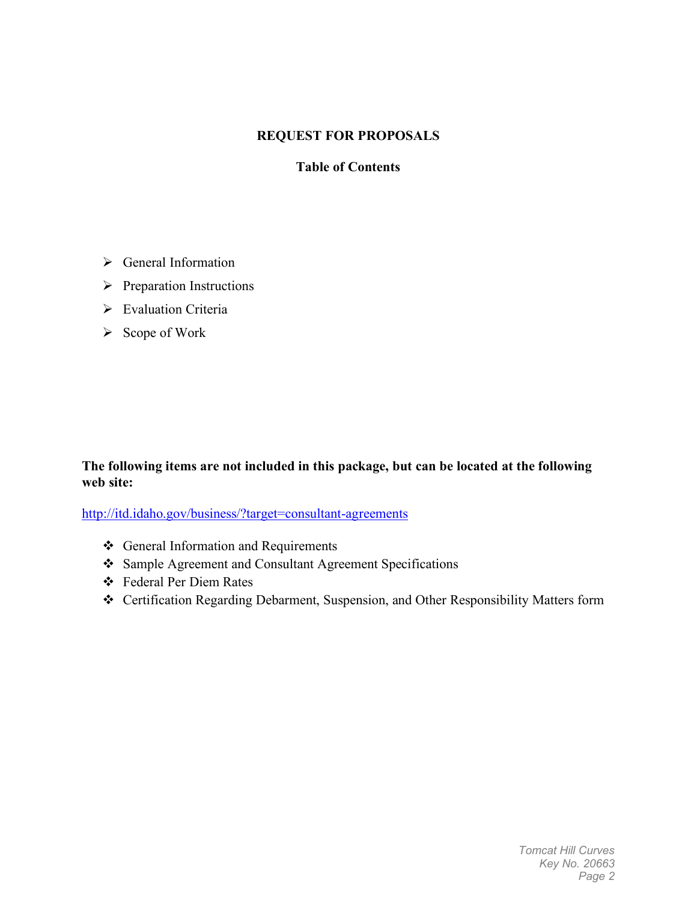# REQUEST FOR PROPOSALS

## Table of Contents

- General Information
- Preparation Instructions
- Evaluation Criteria
- Scope of Work

**The following items are not included in this package, but can be located at the following web site:**

[http://itd.idaho.gov/business/?target=consultant-agreements](http://itd.idaho.gov/business/?target=consultant-agreements)

- General Information and Requirements
- Sample Agreement and Consultant Agreement Specifications
- Federal Per Diem Rates
- Certification Regarding Debarment, Suspension, and Other Responsibility Matters form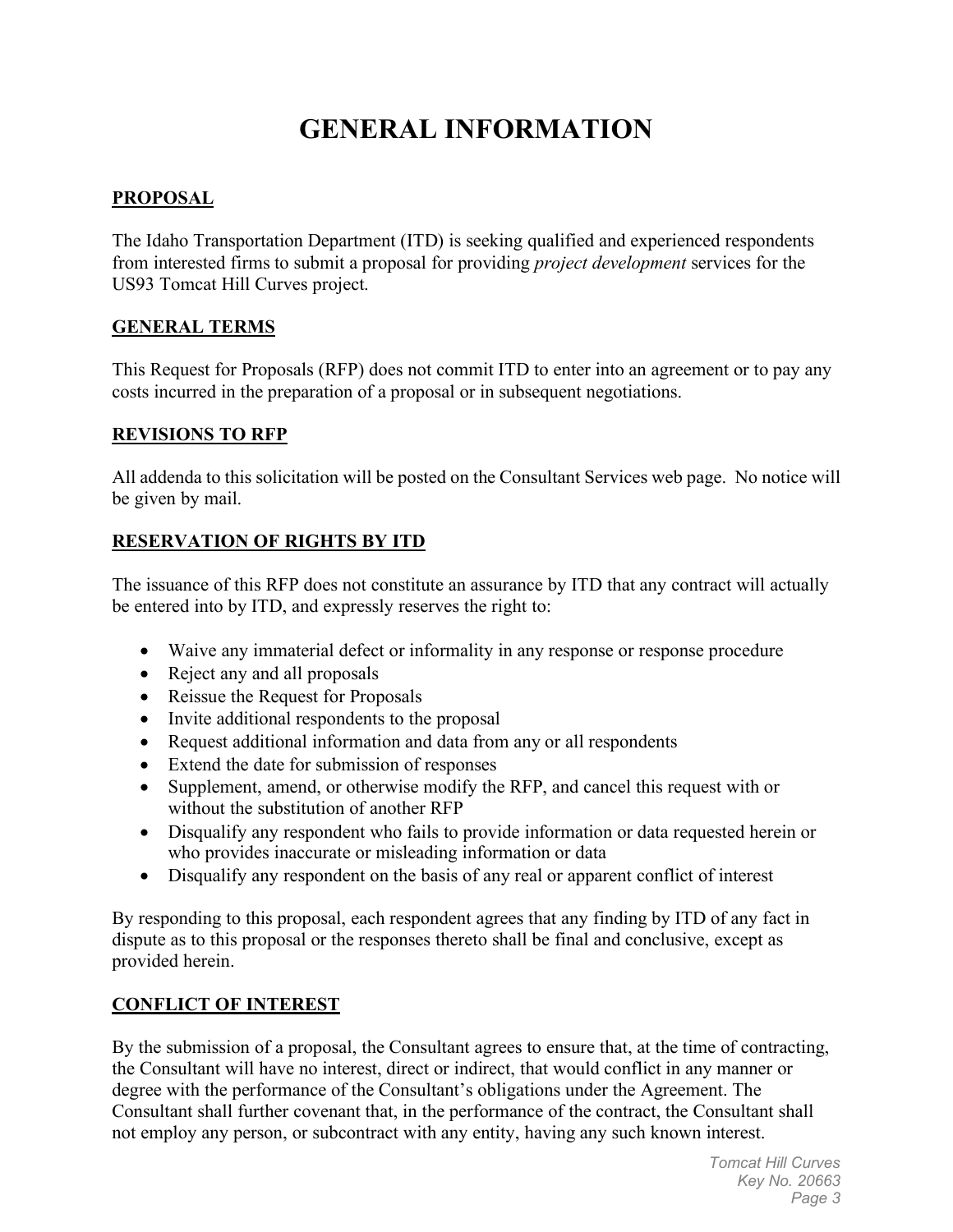# GENERAL INFORMATION

## PROPOSAL

The Idaho Transportation Department (ITD) is seeking qualified and experienced respondents from interested firms to submit a proposal for providing *project development* services for the US93 Tomcat Hill Curves project.

## GENERAL TERMS

This Request for Proposals (RFP) does not commit ITD to enter into an agreement or to pay any costs incurred in the preparation of a proposal or in subsequent negotiations.

## REVISIONS TO RFP

All addenda to this solicitation will be posted on the Consultant Services web page. No notice will be given by mail.

## RESERVATION OF RIGHTS BY ITD

The issuance of this RFP does not constitute an assurance by ITD that any contract will actually be entered into by ITD, and expressly reserves the right to:

- Waive any immaterial defect or informality in any response or response procedure
- Reject any and all proposals
- Reissue the Request for Proposals
- Invite additional respondents to the proposal
- Request additional information and data from any or all respondents
- Extend the date for submission of responses
- Supplement, amend, or otherwise modify the RFP, and cancel this request with or without the substitution of another RFP
- Disqualify any respondent who fails to provide information or data requested herein or who provides inaccurate or misleading information or data
- Disqualify any respondent on the basis of any real or apparent conflict of interest

By responding to this proposal, each respondent agrees that any finding by ITD of any fact in dispute as to this proposal or the responses thereto shall be final and conclusive, except as provided herein.

## CONFLICT OF INTEREST

By the submission of a proposal, the Consultant agrees to ensure that, at the time of contracting, the Consultant will have no interest, direct or indirect, that would conflict in any manner or degree with the performance of the Consultant's obligations under the Agreement. The Consultant shall further covenant that, in the performance of the contract, the Consultant shall not employ any person, or subcontract with any entity, having any such known interest.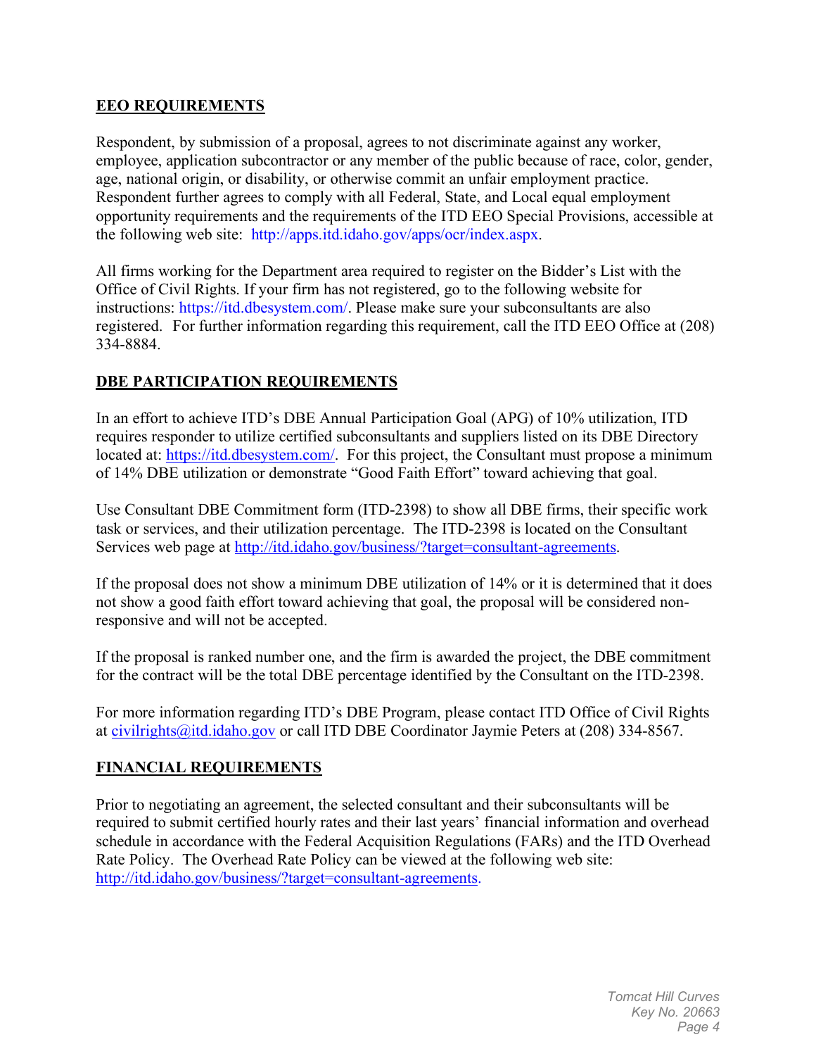## EEO REQUIREMENTS

Respondent, by submission of a proposal, agrees to not discriminate against any worker, employee, application subcontractor or any member of the public because of race, color, gender, age, national origin, or disability, or otherwise commit an unfair employment practice. Respondent further agrees to comply with all Federal, State, and Local equal employment opportunity requirements and the requirements of the ITD EEO Special Provisions, accessible at the following web site: http://apps.itd.idaho.gov/apps/ocr/index.aspx.

All firms working for the Department area required to register on the Bidder's List with the Office of Civil Rights. If your firm has not registered, go to the following website for instructions: https://itd.dbesystem.com/. Please make sure your subconsultants are also registered. For further information regarding this requirement, call the ITD EEO Office at (208) 334-8884.

## DBE PARTICIPATION REQUIREMENTS

In an effort to achieve ITD's DBE Annual Participation Goal (APG) of 10% utilization, ITD requires responder to utilize certified subconsultants and suppliers listed on its DBE Directory located at: https://itd.dbesystem.com/. For this project, the Consultant must propose a minimum of 14% DBE utilization or demonstrate "Good Faith Effort" toward achieving that goal.

Use Consultant DBE Commitment form (ITD-2398) to show all DBE firms, their specific work task or services, and their utilization percentage. The ITD-2398 is located on the Consultant Services web page at http://itd.idaho.gov/business/?target=consultant-agreements.

If the proposal does not show a minimum DBE utilization of 14% or it is determined that it does not show a good faith effort toward achieving that goal, the proposal will be considered non-responsive and will not be accepted.

If the proposal is ranked number one, and the firm is awarded the project, the DBE commitment for the contract will be the total DBE percentage identified by the Consultant on the ITD-2398.

For more information regarding ITD's DBE Program, please contact ITD Office of Civil Rights at civilrights@itd.idaho.gov or call ITD DBE Coordinator Jaymie Peters at (208) 334-8567.

## FINANCIAL REQUIREMENTS

Prior to negotiating an agreement, the selected consultant and their subconsultants will be required to submit certified hourly rates and their last years' financial information and overhead schedule in accordance with the Federal Acquisition Regulations (FARs) and the ITD Overhead Rate Policy. The Overhead Rate Policy can be viewed at the following web site: http://itd.idaho.gov/business/?target=consultant-agreements.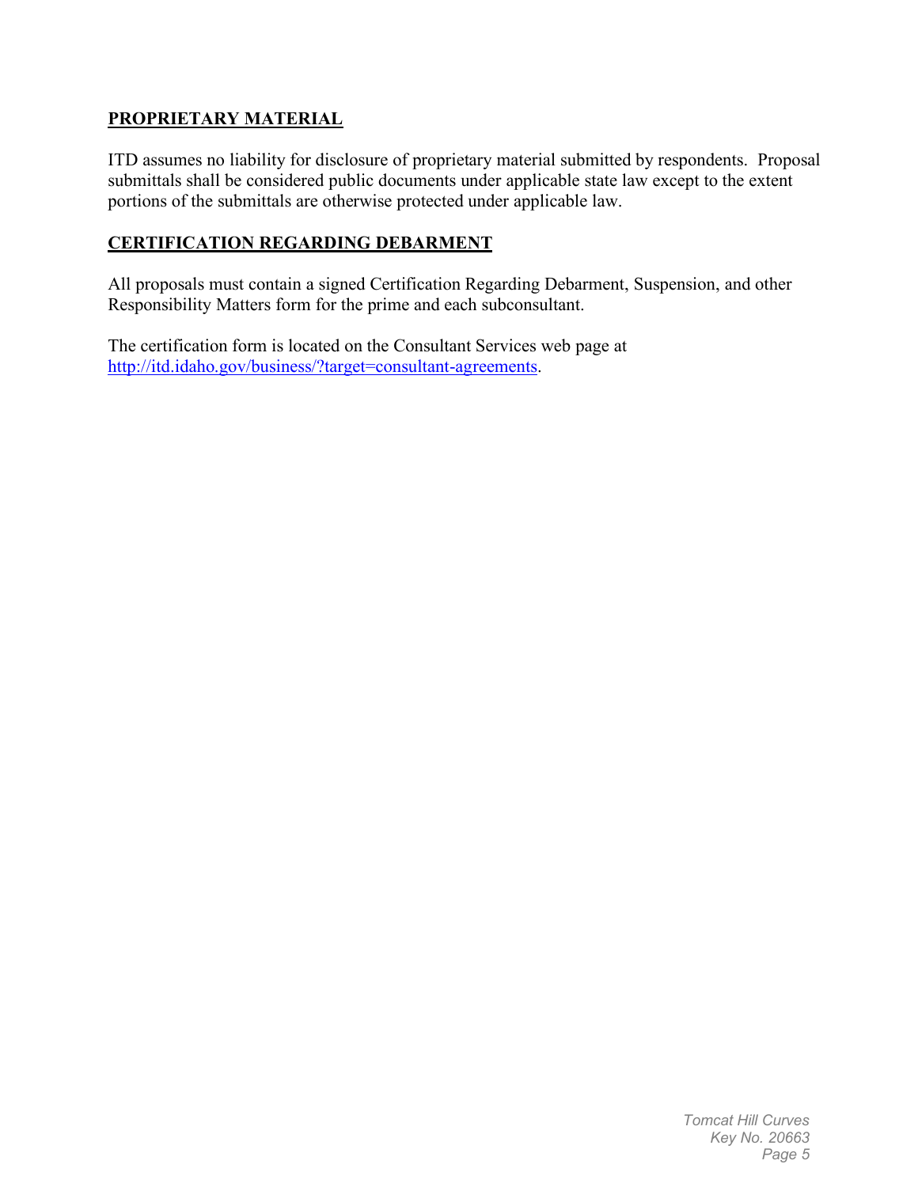## PROPRIETARY MATERIAL

ITD assumes no liability for disclosure of proprietary material submitted by respondents. Proposal submittals shall be considered public documents under applicable state law except to the extent portions of the submittals are otherwise protected under applicable law.

## CERTIFICATION REGARDING DEBARMENT

All proposals must contain a signed Certification Regarding Debarment, Suspension, and other Responsibility Matters form for the prime and each subconsultant.

The certification form is located on the Consultant Services web page at [http://itd.idaho.gov/business/?target=consultant-agreements](http://itd.idaho.gov/business/?target=consultant-agreements).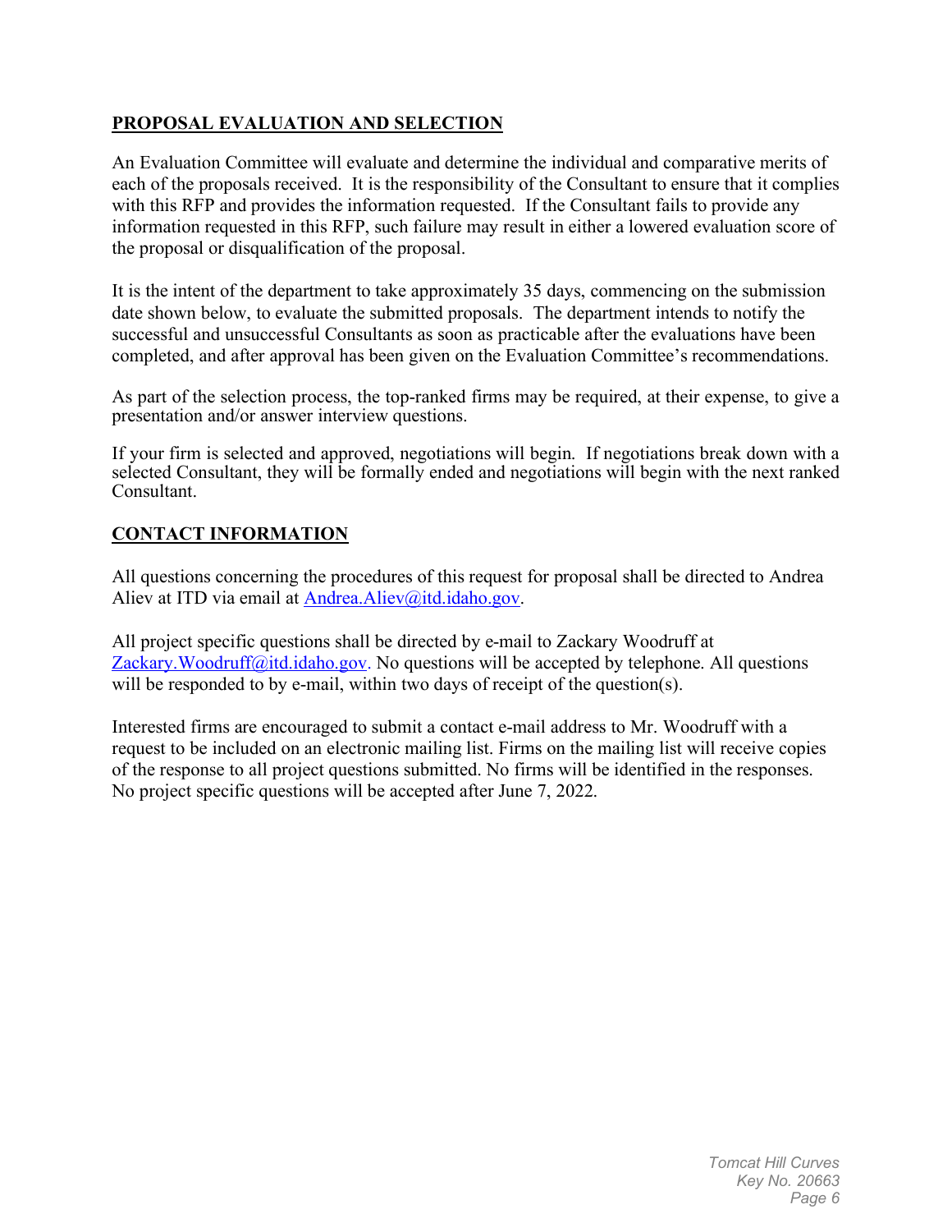## PROPOSAL EVALUATION AND SELECTION

An Evaluation Committee will evaluate and determine the individual and comparative merits of each of the proposals received. It is the responsibility of the Consultant to ensure that it complies with this RFP and provides the information requested. If the Consultant fails to provide any information requested in this RFP, such failure may result in either a lowered evaluation score of the proposal or disqualification of the proposal.

It is the intent of the department to take approximately 35 days, commencing on the submission date shown below, to evaluate the submitted proposals. The department intends to notify the successful and unsuccessful Consultants as soon as practicable after the evaluations have been completed, and after approval has been given on the Evaluation Committee's recommendations.

As part of the selection process, the top-ranked firms may be required, at their expense, to give a presentation and/or answer interview questions.

If your firm is selected and approved, negotiations will begin. If negotiations break down with a selected Consultant, they will be formally ended and negotiations will begin with the next ranked Consultant.

## CONTACT INFORMATION

All questions concerning the procedures of this request for proposal shall be directed to Andrea Aliev at ITD via email at Andrea.Aliev@itd.idaho.gov.

All project specific questions shall be directed by e-mail to Zackary Woodruff at Zackary.Woodruff@itd.idaho.gov. No questions will be accepted by telephone. All questions will be responded to by e-mail, within two days of receipt of the question(s).

Interested firms are encouraged to submit a contact e-mail address to Mr. Woodruff with a request to be included on an electronic mailing list. Firms on the mailing list will receive copies of the response to all project questions submitted. No firms will be identified in the responses. No project specific questions will be accepted after June 7, 2022.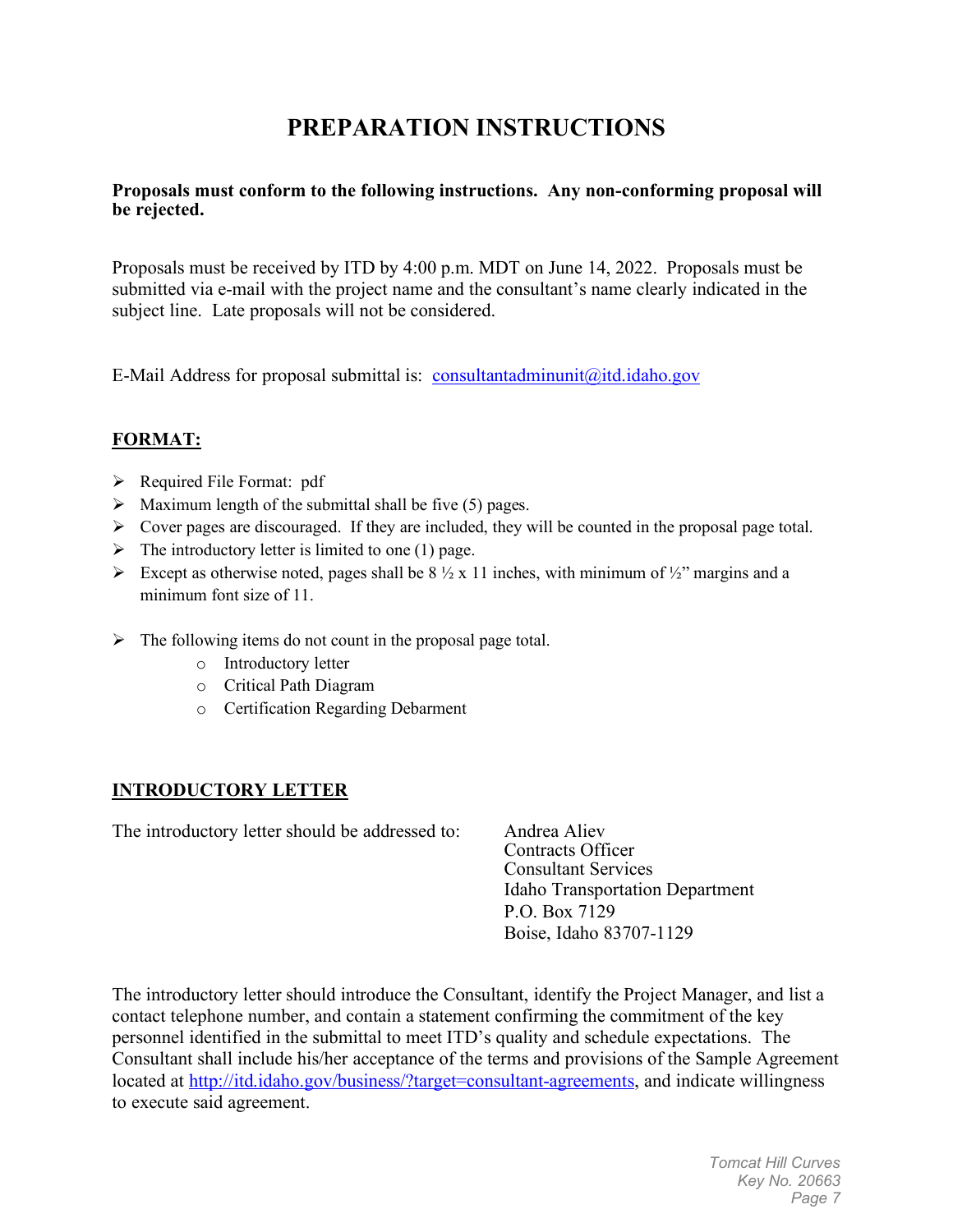# PREPARATION INSTRUCTIONS

**Proposals must conform to the following instructions. Any non-conforming proposal will be rejected.**

Proposals must be received by ITD by 4:00 p.m. MDT on June 14, 2022. Proposals must be submitted via e-mail with the project name and the consultant's name clearly indicated in the subject line. Late proposals will not be considered.

E-Mail Address for proposal submittal is: consultantadminunit@itd.idaho.gov

## FORMAT:

- Required File Format: pdf
- Maximum length of the submittal shall be five (5) pages.
- Cover pages are discouraged. If they are included, they will be counted in the proposal page total.
- The introductory letter is limited to one (1) page.
- Except as otherwise noted, pages shall be 8 ½ x 11 inches, with minimum of ½" margins and a minimum font size of 11.
- The following items do not count in the proposal page total.
  - Introductory letter
  - Critical Path Diagram
  - Certification Regarding Debarment

## INTRODUCTORY LETTER

The introductory letter should be addressed to:

Andrea Aliev
Contracts Officer
Consultant Services
Idaho Transportation Department
P.O. Box 7129
Boise, Idaho 83707-1129

The introductory letter should introduce the Consultant, identify the Project Manager, and list a contact telephone number, and contain a statement confirming the commitment of the key personnel identified in the submittal to meet ITD's quality and schedule expectations. The Consultant shall include his/her acceptance of the terms and provisions of the Sample Agreement located at http://itd.idaho.gov/business/?target=consultant-agreements, and indicate willingness to execute said agreement.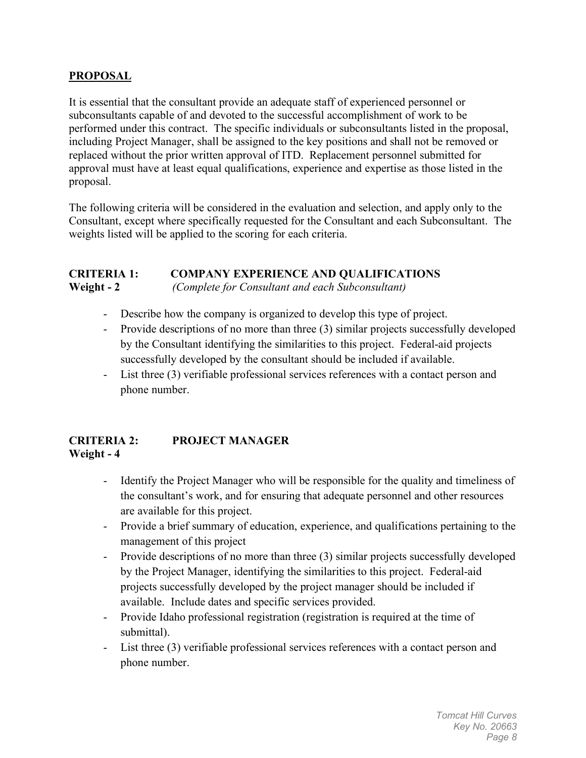## PROPOSAL

It is essential that the consultant provide an adequate staff of experienced personnel or subconsultants capable of and devoted to the successful accomplishment of work to be performed under this contract. The specific individuals or subconsultants listed in the proposal, including Project Manager, shall be assigned to the key positions and shall not be removed or replaced without the prior written approval of ITD. Replacement personnel submitted for approval must have at least equal qualifications, experience and expertise as those listed in the proposal.

The following criteria will be considered in the evaluation and selection, and apply only to the Consultant, except where specifically requested for the Consultant and each Subconsultant. The weights listed will be applied to the scoring for each criteria.

### CRITERIA 1: COMPANY EXPERIENCE AND QUALIFICATIONS
**Weight - 2** *(Complete for Consultant and each Subconsultant)*

- Describe how the company is organized to develop this type of project.
- Provide descriptions of no more than three (3) similar projects successfully developed by the Consultant identifying the similarities to this project. Federal-aid projects successfully developed by the consultant should be included if available.
- List three (3) verifiable professional services references with a contact person and phone number.

### CRITERIA 2: PROJECT MANAGER
**Weight - 4**

- Identify the Project Manager who will be responsible for the quality and timeliness of the consultant's work, and for ensuring that adequate personnel and other resources are available for this project.
- Provide a brief summary of education, experience, and qualifications pertaining to the management of this project
- Provide descriptions of no more than three (3) similar projects successfully developed by the Project Manager, identifying the similarities to this project. Federal-aid projects successfully developed by the project manager should be included if available. Include dates and specific services provided.
- Provide Idaho professional registration (registration is required at the time of submittal).
- List three (3) verifiable professional services references with a contact person and phone number.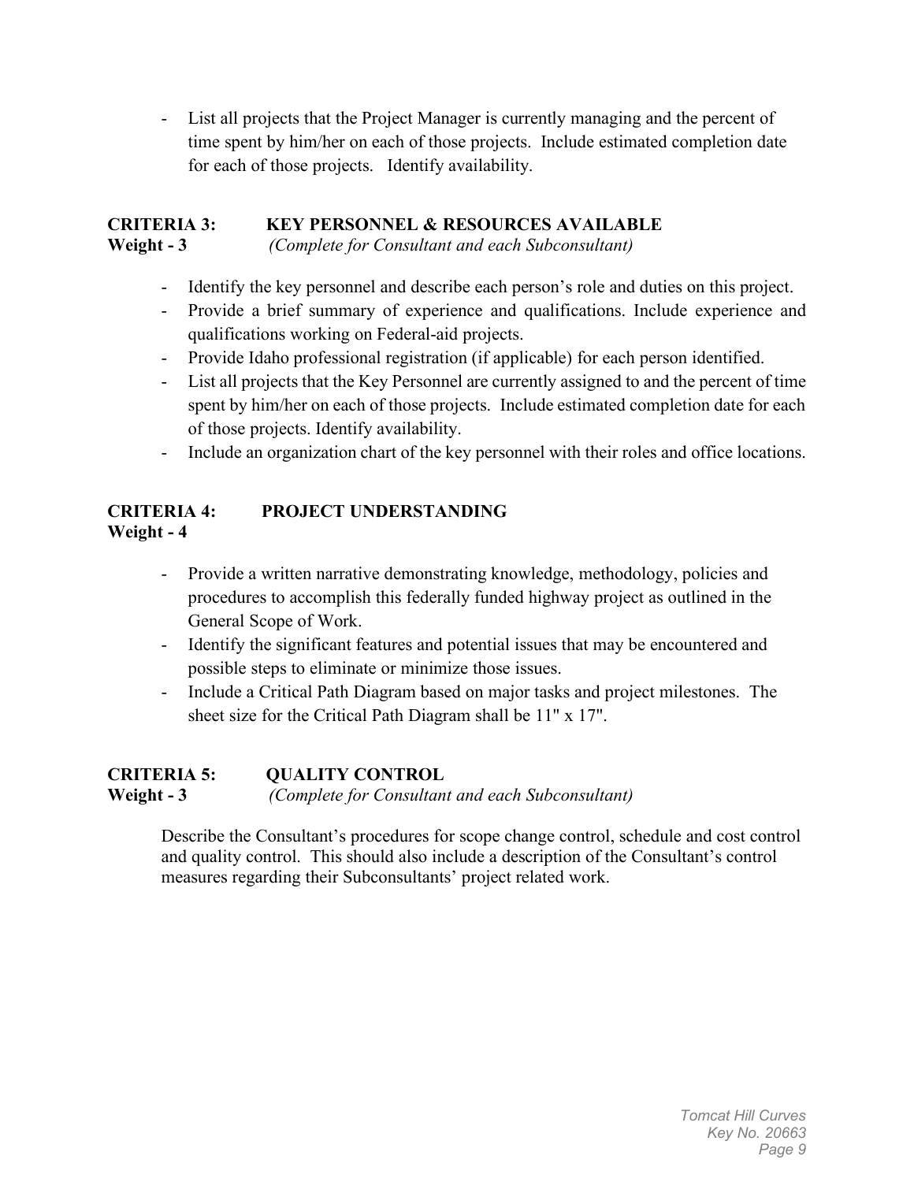- List all projects that the Project Manager is currently managing and the percent of time spent by him/her on each of those projects. Include estimated completion date for each of those projects. Identify availability.

**CRITERIA 3: KEY PERSONNEL & RESOURCES AVAILABLE**
**Weight - 3** *(Complete for Consultant and each Subconsultant)*

- Identify the key personnel and describe each person's role and duties on this project.
- Provide a brief summary of experience and qualifications. Include experience and qualifications working on Federal-aid projects.
- Provide Idaho professional registration (if applicable) for each person identified.
- List all projects that the Key Personnel are currently assigned to and the percent of time spent by him/her on each of those projects. Include estimated completion date for each of those projects. Identify availability.
- Include an organization chart of the key personnel with their roles and office locations.

**CRITERIA 4: PROJECT UNDERSTANDING**
**Weight - 4**

- Provide a written narrative demonstrating knowledge, methodology, policies and procedures to accomplish this federally funded highway project as outlined in the General Scope of Work.
- Identify the significant features and potential issues that may be encountered and possible steps to eliminate or minimize those issues.
- Include a Critical Path Diagram based on major tasks and project milestones. The sheet size for the Critical Path Diagram shall be 11" x 17".

**CRITERIA 5: QUALITY CONTROL**
**Weight - 3** *(Complete for Consultant and each Subconsultant)*

Describe the Consultant's procedures for scope change control, schedule and cost control and quality control. This should also include a description of the Consultant's control measures regarding their Subconsultants' project related work.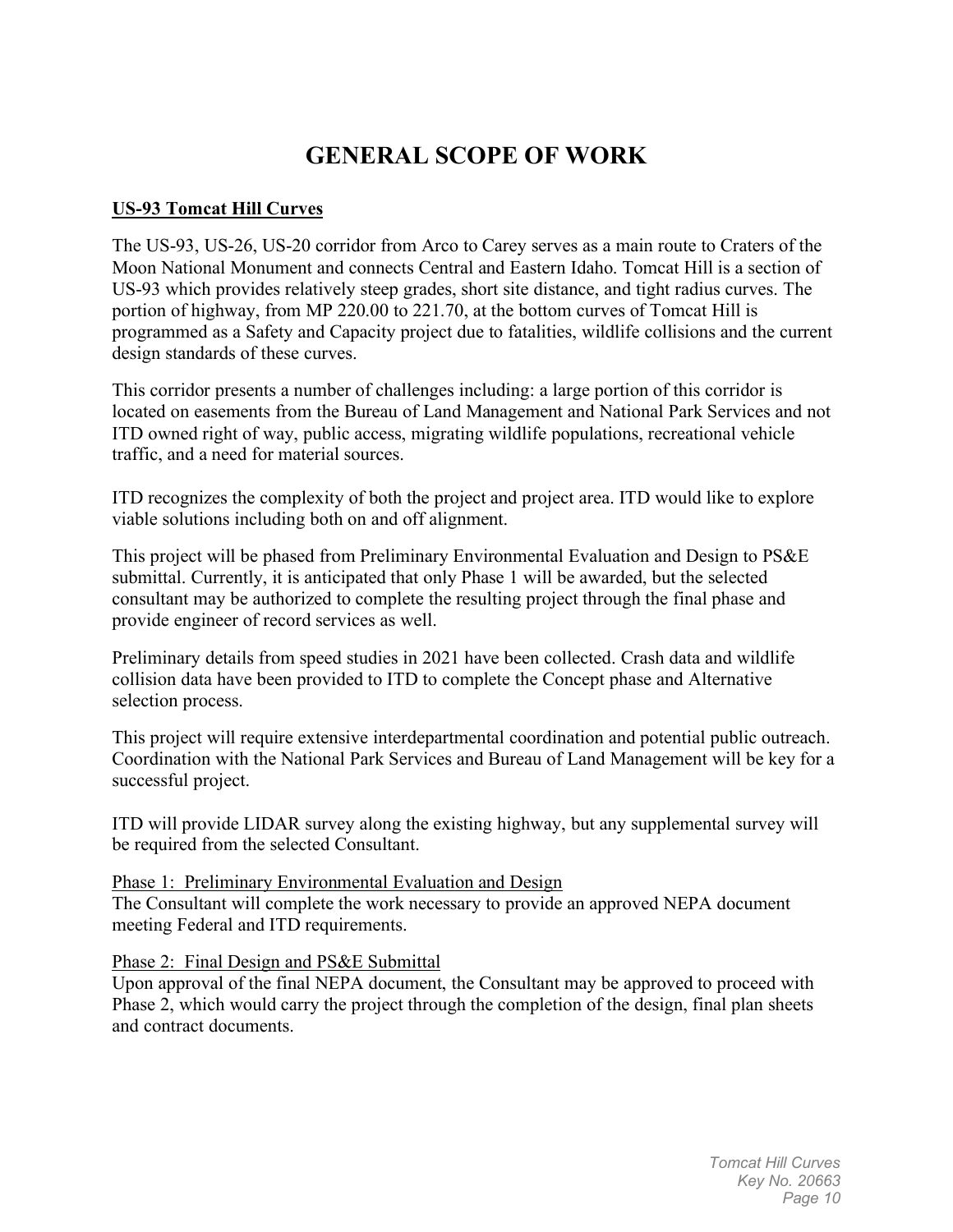# GENERAL SCOPE OF WORK

**US-93 Tomcat Hill Curves**

The US-93, US-26, US-20 corridor from Arco to Carey serves as a main route to Craters of the Moon National Monument and connects Central and Eastern Idaho. Tomcat Hill is a section of US-93 which provides relatively steep grades, short site distance, and tight radius curves. The portion of highway, from MP 220.00 to 221.70, at the bottom curves of Tomcat Hill is programmed as a Safety and Capacity project due to fatalities, wildlife collisions and the current design standards of these curves.

This corridor presents a number of challenges including: a large portion of this corridor is located on easements from the Bureau of Land Management and National Park Services and not ITD owned right of way, public access, migrating wildlife populations, recreational vehicle traffic, and a need for material sources.

ITD recognizes the complexity of both the project and project area. ITD would like to explore viable solutions including both on and off alignment.

This project will be phased from Preliminary Environmental Evaluation and Design to PS&E submittal. Currently, it is anticipated that only Phase 1 will be awarded, but the selected consultant may be authorized to complete the resulting project through the final phase and provide engineer of record services as well.

Preliminary details from speed studies in 2021 have been collected. Crash data and wildlife collision data have been provided to ITD to complete the Concept phase and Alternative selection process.

This project will require extensive interdepartmental coordination and potential public outreach. Coordination with the National Park Services and Bureau of Land Management will be key for a successful project.

ITD will provide LIDAR survey along the existing highway, but any supplemental survey will be required from the selected Consultant.

Phase 1: Preliminary Environmental Evaluation and Design
The Consultant will complete the work necessary to provide an approved NEPA document meeting Federal and ITD requirements.

Phase 2: Final Design and PS&E Submittal
Upon approval of the final NEPA document, the Consultant may be approved to proceed with Phase 2, which would carry the project through the completion of the design, final plan sheets and contract documents.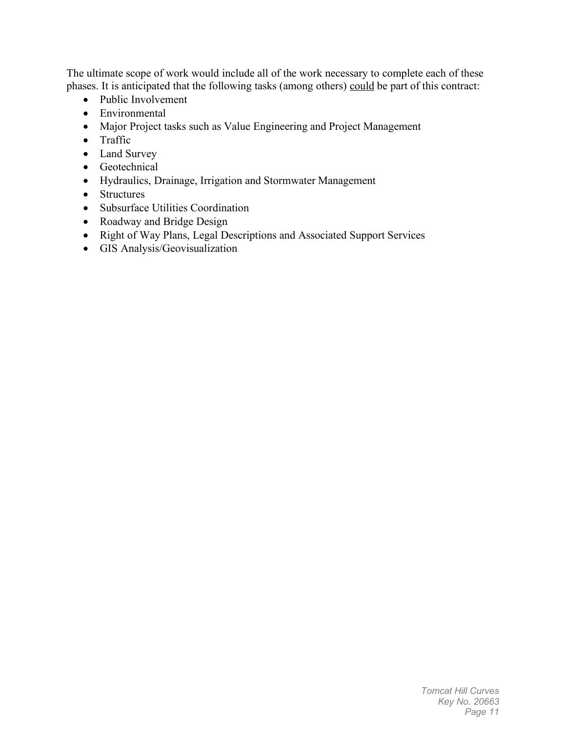The ultimate scope of work would include all of the work necessary to complete each of these phases. It is anticipated that the following tasks (among others) could be part of this contract:

- Public Involvement
- Environmental
- Major Project tasks such as Value Engineering and Project Management
- Traffic
- Land Survey
- Geotechnical
- Hydraulics, Drainage, Irrigation and Stormwater Management
- Structures
- Subsurface Utilities Coordination
- Roadway and Bridge Design
- Right of Way Plans, Legal Descriptions and Associated Support Services
- GIS Analysis/Geovisualization